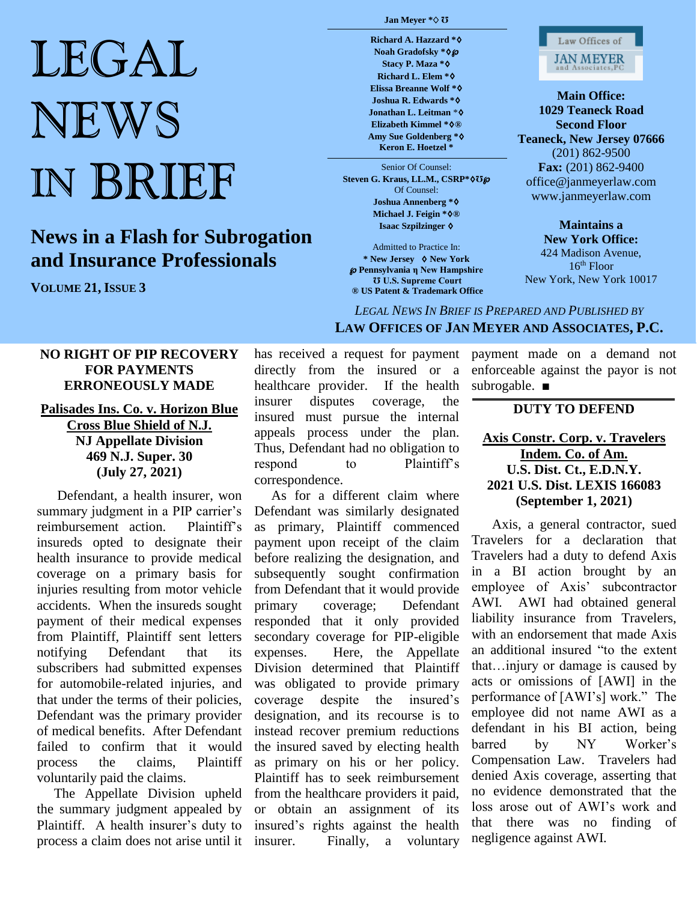# LEGAL NEWS IN BRIEF

## News in a Flash for Subrogation and Insurance Professionals

**VOLUME 21, ISSUE 3**

**Jan Meyer *◊ ℧**

**Richard A. Hazzard *◊**
**Noah Gradofsky *◊℘**
**Stacy P. Maza *◊**
**Richard L. Elem *◊**
**Elissa Breanne Wolf *◊**
**Joshua R. Edwards *◊**
**Jonathan L. Leitman *◊**
**Elizabeth Kimmel *◊®**
**Amy Sue Goldenberg *◊**
**Keron E. Hoetzel ***

Senior Of Counsel:
**Steven G. Kraus, LL.M., CSRP*◊℧℘**
Of Counsel:
**Joshua Annenberg *◊**
**Michael J. Feigin *◊®**
**Isaac Szpilzinger ◊**

Admitted to Practice In:
**\* New Jersey ◊ New York**
**℘ Pennsylvania η New Hampshire**
**℧ U.S. Supreme Court**
**® US Patent & Trademark Office**

Law Offices of JAN MEYER and Associates, PC

**Main Office:**
**1029 Teaneck Road**
**Second Floor**
**Teaneck, New Jersey 07666**
(201) 862-9500
**Fax:** (201) 862-9400
office@janmeyerlaw.com
www.janmeyerlaw.com

**Maintains a New York Office:**
424 Madison Avenue,
16th Floor
New York, New York 10017

*LEGAL NEWS IN BRIEF IS PREPARED AND PUBLISHED BY*
**LAW OFFICES OF JAN MEYER AND ASSOCIATES, P.C.**

---

### NO RIGHT OF PIP RECOVERY FOR PAYMENTS ERRONEOUSLY MADE

**Palisades Ins. Co. v. Horizon Blue Cross Blue Shield of N.J.**
**NJ Appellate Division**
**469 N.J. Super. 30**
**(July 27, 2021)**

Defendant, a health insurer, won summary judgment in a PIP carrier's reimbursement action. Plaintiff's insureds opted to designate their health insurance to provide medical coverage on a primary basis for injuries resulting from motor vehicle accidents. When the insureds sought payment of their medical expenses from Plaintiff, Plaintiff sent letters notifying Defendant that its subscribers had submitted expenses for automobile-related injuries, and that under the terms of their policies, Defendant was the primary provider of medical benefits. After Defendant failed to confirm that it would process the claims, Plaintiff voluntarily paid the claims.

The Appellate Division upheld the summary judgment appealed by Plaintiff. A health insurer's duty to process a claim does not arise until it has received a request for payment directly from the insured or a healthcare provider. If the health insurer disputes coverage, the insured must pursue the internal appeals process under the plan. Thus, Defendant had no obligation to respond to Plaintiff's correspondence.

As for a different claim where Defendant was similarly designated as primary, Plaintiff commenced payment upon receipt of the claim before realizing the designation, and subsequently sought confirmation from Defendant that it would provide primary coverage; Defendant responded that it only provided secondary coverage for PIP-eligible expenses. Here, the Appellate Division determined that Plaintiff was obligated to provide primary coverage despite the insured's designation, and its recourse is to instead recover premium reductions the insured saved by electing health as primary on his or her policy. Plaintiff has to seek reimbursement from the healthcare providers it paid, or obtain an assignment of its insured's rights against the health insurer. Finally, a voluntary payment made on a demand not enforceable against the payor is not subrogable. ■

---

### DUTY TO DEFEND

**Axis Constr. Corp. v. Travelers Indem. Co. of Am.**
**U.S. Dist. Ct., E.D.N.Y.**
**2021 U.S. Dist. LEXIS 166083**
**(September 1, 2021)**

Axis, a general contractor, sued Travelers for a declaration that Travelers had a duty to defend Axis in a BI action brought by an employee of Axis' subcontractor AWI. AWI had obtained general liability insurance from Travelers, with an endorsement that made Axis an additional insured "to the extent that…injury or damage is caused by acts or omissions of [AWI] in the performance of [AWI's] work." The employee did not name AWI as a defendant in his BI action, being barred by NY Worker's Compensation Law. Travelers had denied Axis coverage, asserting that no evidence demonstrated that the loss arose out of AWI's work and that there was no finding of negligence against AWI.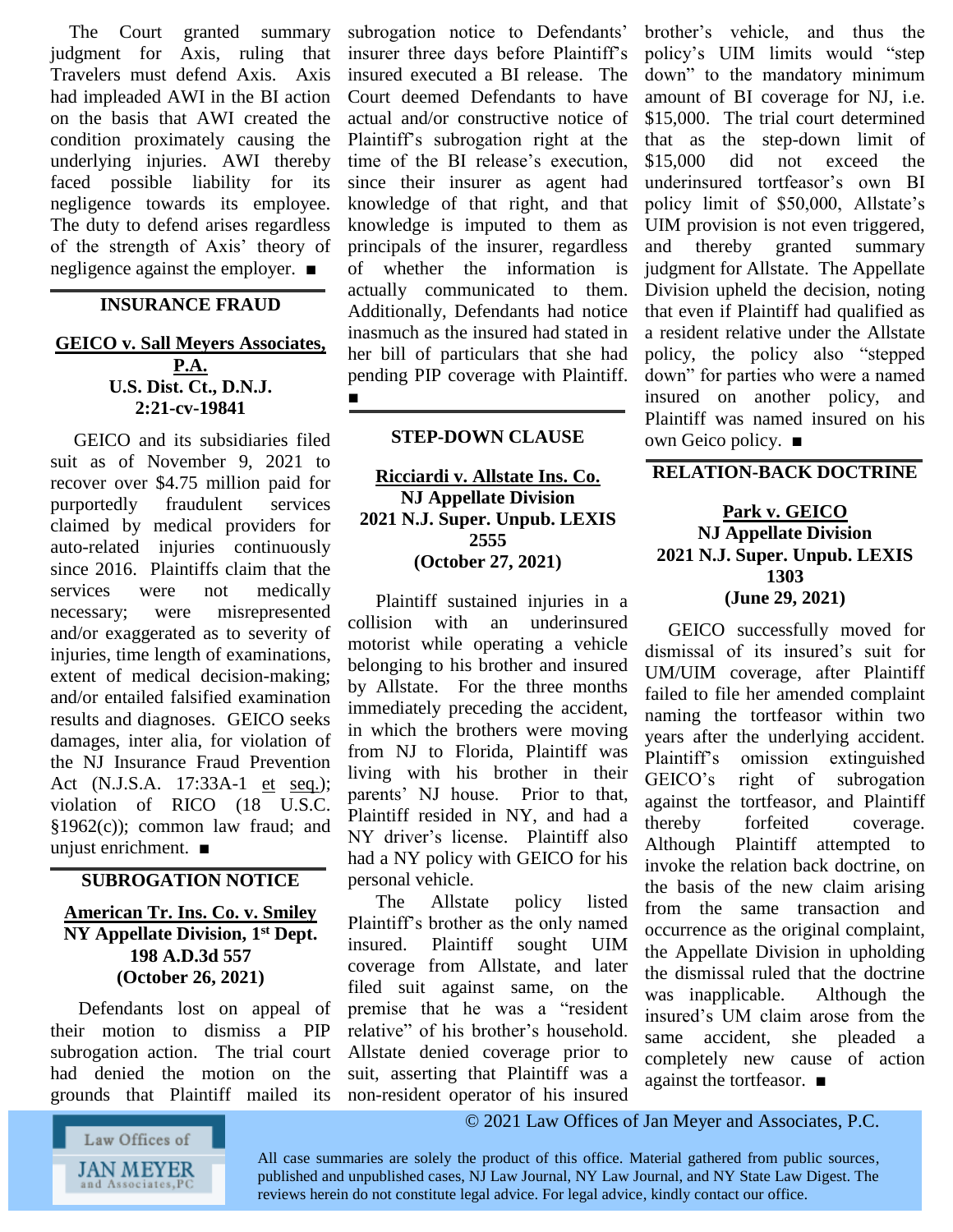The Court granted summary judgment for Axis, ruling that Travelers must defend Axis. Axis had impleaded AWI in the BI action on the basis that AWI created the condition proximately causing the underlying injuries. AWI thereby faced possible liability for its negligence towards its employee. The duty to defend arises regardless of the strength of Axis' theory of negligence against the employer. ■

## INSURANCE FRAUD

### GEICO v. Sall Meyers Associates, P.A.

**U.S. Dist. Ct., D.N.J.**
**2:21-cv-19841**

GEICO and its subsidiaries filed suit as of November 9, 2021 to recover over $4.75 million paid for purportedly fraudulent services claimed by medical providers for auto-related injuries continuously since 2016. Plaintiffs claim that the services were not medically necessary; were misrepresented and/or exaggerated as to severity of injuries, time length of examinations, extent of medical decision-making; and/or entailed falsified examination results and diagnoses. GEICO seeks damages, inter alia, for violation of the NJ Insurance Fraud Prevention Act (N.J.S.A. 17:33A-1 et seq.); violation of RICO (18 U.S.C. §1962(c)); common law fraud; and unjust enrichment. ■

## SUBROGATION NOTICE

### American Tr. Ins. Co. v. Smiley

**NY Appellate Division, 1st Dept.**
**198 A.D.3d 557**
**(October 26, 2021)**

Defendants lost on appeal of their motion to dismiss a PIP subrogation action. The trial court had denied the motion on the grounds that Plaintiff mailed its subrogation notice to Defendants' insurer three days before Plaintiff's insured executed a BI release. The Court deemed Defendants to have actual and/or constructive notice of Plaintiff's subrogation right at the time of the BI release's execution, since their insurer as agent had knowledge of that right, and that knowledge is imputed to them as principals of the insurer, regardless of whether the information is actually communicated to them. Additionally, Defendants had notice inasmuch as the insured had stated in her bill of particulars that she had pending PIP coverage with Plaintiff. ■

## STEP-DOWN CLAUSE

### Ricciardi v. Allstate Ins. Co.

**NJ Appellate Division**
**2021 N.J. Super. Unpub. LEXIS 2555**
**(October 27, 2021)**

Plaintiff sustained injuries in a collision with an underinsured motorist while operating a vehicle belonging to his brother and insured by Allstate. For the three months immediately preceding the accident, in which the brothers were moving from NJ to Florida, Plaintiff was living with his brother in their parents' NJ house. Prior to that, Plaintiff resided in NY, and had a NY driver's license. Plaintiff also had a NY policy with GEICO for his personal vehicle.

The Allstate policy listed Plaintiff's brother as the only named insured. Plaintiff sought UIM coverage from Allstate, and later filed suit against same, on the premise that he was a "resident relative" of his brother's household. Allstate denied coverage prior to suit, asserting that Plaintiff was a non-resident operator of his insured brother's vehicle, and thus the policy's UIM limits would "step down" to the mandatory minimum amount of BI coverage for NJ, i.e. $15,000. The trial court determined that as the step-down limit of $15,000 did not exceed the underinsured tortfeasor's own BI policy limit of $50,000, Allstate's UIM provision is not even triggered, and thereby granted summary judgment for Allstate. The Appellate Division upheld the decision, noting that even if Plaintiff had qualified as a resident relative under the Allstate policy, the policy also "stepped down" for parties who were a named insured on another policy, and Plaintiff was named insured on his own Geico policy. ■

## RELATION-BACK DOCTRINE

### Park v. GEICO

**NJ Appellate Division**
**2021 N.J. Super. Unpub. LEXIS 1303**
**(June 29, 2021)**

GEICO successfully moved for dismissal of its insured's suit for UM/UIM coverage, after Plaintiff failed to file her amended complaint naming the tortfeasor within two years after the underlying accident. Plaintiff's omission extinguished GEICO's right of subrogation against the tortfeasor, and Plaintiff thereby forfeited coverage. Although Plaintiff attempted to invoke the relation back doctrine, on the basis of the new claim arising from the same transaction and occurrence as the original complaint, the Appellate Division in upholding the dismissal ruled that the doctrine was inapplicable. Although the insured's UM claim arose from the same accident, she pleaded a completely new cause of action against the tortfeasor. ■

© 2021 Law Offices of Jan Meyer and Associates, P.C.

Law Offices of JAN MEYER and Associates, PC

All case summaries are solely the product of this office. Material gathered from public sources, published and unpublished cases, NJ Law Journal, NY Law Journal, and NY State Law Digest. The reviews herein do not constitute legal advice. For legal advice, kindly contact our office.